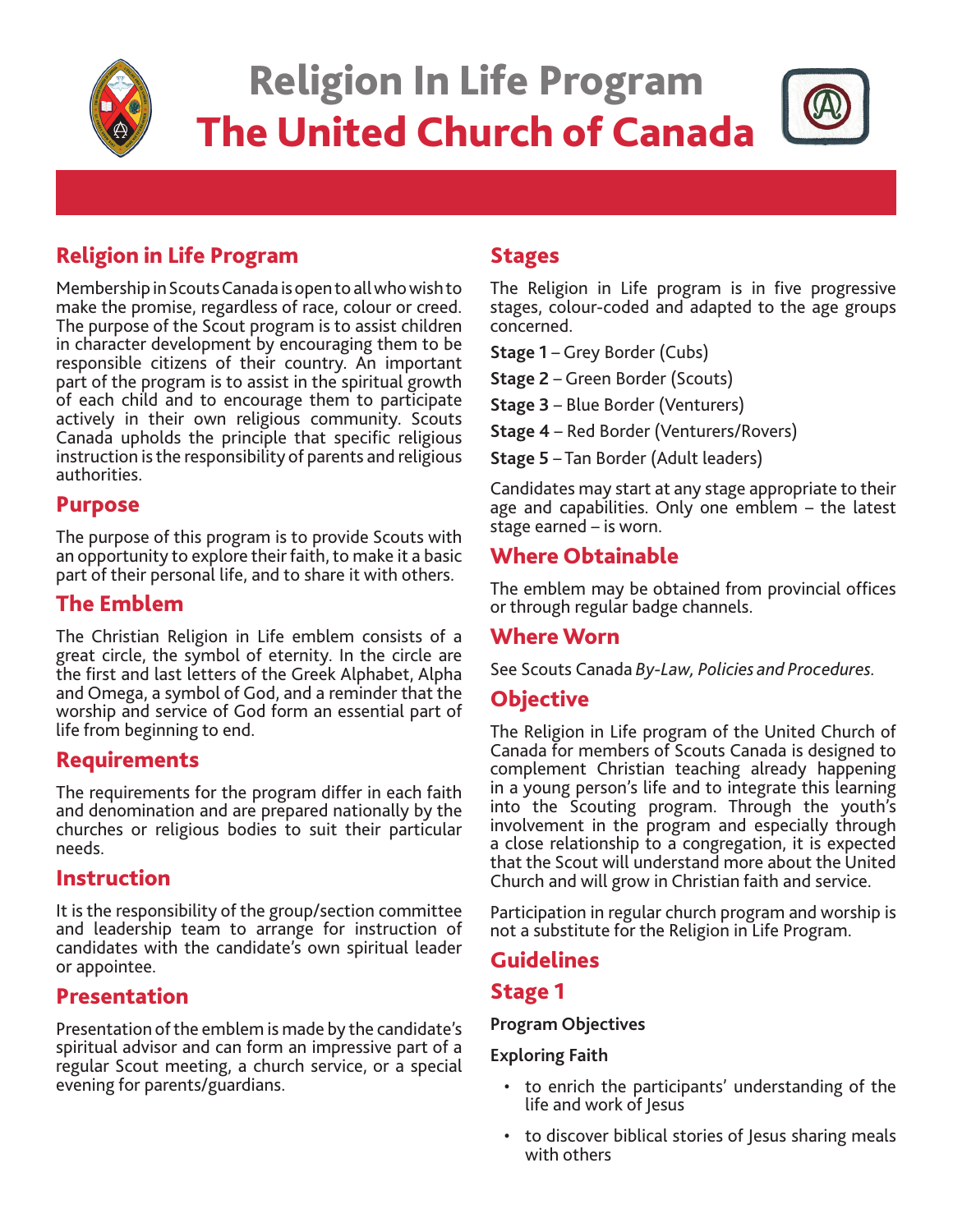# Religion In Life Program
# The United Church of Canada

## Religion in Life Program

Membership in Scouts Canada is open to all who wish to make the promise, regardless of race, colour or creed. The purpose of the Scout program is to assist children in character development by encouraging them to be responsible citizens of their country. An important part of the program is to assist in the spiritual growth of each child and to encourage them to participate actively in their own religious community. Scouts Canada upholds the principle that specific religious instruction is the responsibility of parents and religious authorities.

## Purpose

The purpose of this program is to provide Scouts with an opportunity to explore their faith, to make it a basic part of their personal life, and to share it with others.

## The Emblem

The Christian Religion in Life emblem consists of a great circle, the symbol of eternity. In the circle are the first and last letters of the Greek Alphabet, Alpha and Omega, a symbol of God, and a reminder that the worship and service of God form an essential part of life from beginning to end.

## Requirements

The requirements for the program differ in each faith and denomination and are prepared nationally by the churches or religious bodies to suit their particular needs.

## Instruction

It is the responsibility of the group/section committee and leadership team to arrange for instruction of candidates with the candidate's own spiritual leader or appointee.

## Presentation

Presentation of the emblem is made by the candidate's spiritual advisor and can form an impressive part of a regular Scout meeting, a church service, or a special evening for parents/guardians.

## Stages

The Religion in Life program is in five progressive stages, colour-coded and adapted to the age groups concerned.

**Stage 1** – Grey Border (Cubs)

**Stage 2** – Green Border (Scouts)

**Stage 3** – Blue Border (Venturers)

**Stage 4** – Red Border (Venturers/Rovers)

**Stage 5** – Tan Border (Adult leaders)

Candidates may start at any stage appropriate to their age and capabilities. Only one emblem – the latest stage earned – is worn.

## Where Obtainable

The emblem may be obtained from provincial offices or through regular badge channels.

## Where Worn

See Scouts Canada *By-Law, Policies and Procedures.*

## Objective

The Religion in Life program of the United Church of Canada for members of Scouts Canada is designed to complement Christian teaching already happening in a young person's life and to integrate this learning into the Scouting program. Through the youth's involvement in the program and especially through a close relationship to a congregation, it is expected that the Scout will understand more about the United Church and will grow in Christian faith and service.

Participation in regular church program and worship is not a substitute for the Religion in Life Program.

## Guidelines

## Stage 1

**Program Objectives**

**Exploring Faith**

- to enrich the participants' understanding of the life and work of Jesus
- to discover biblical stories of Jesus sharing meals with others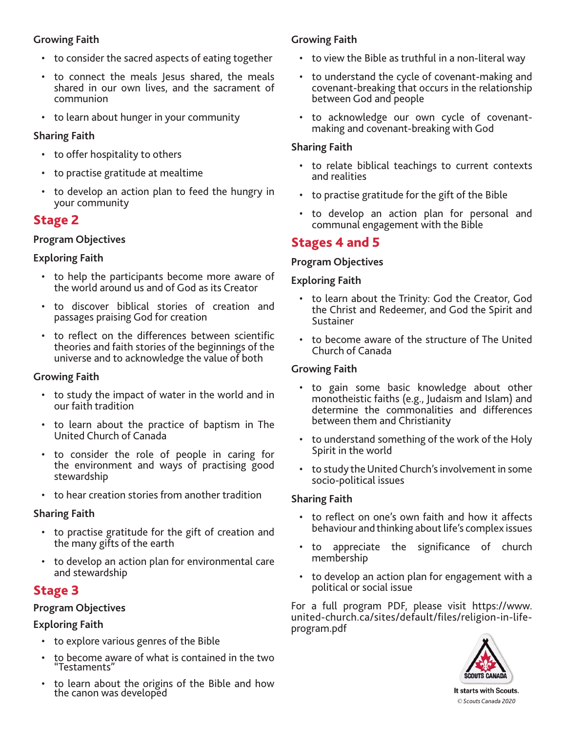**Growing Faith**

- to consider the sacred aspects of eating together
- to connect the meals Jesus shared, the meals shared in our own lives, and the sacrament of communion
- to learn about hunger in your community

**Sharing Faith**

- to offer hospitality to others
- to practise gratitude at mealtime
- to develop an action plan to feed the hungry in your community

## Stage 2

**Program Objectives**

**Exploring Faith**

- to help the participants become more aware of the world around us and of God as its Creator
- to discover biblical stories of creation and passages praising God for creation
- to reflect on the differences between scientific theories and faith stories of the beginnings of the universe and to acknowledge the value of both

**Growing Faith**

- to study the impact of water in the world and in our faith tradition
- to learn about the practice of baptism in The United Church of Canada
- to consider the role of people in caring for the environment and ways of practising good stewardship
- to hear creation stories from another tradition

**Sharing Faith**

- to practise gratitude for the gift of creation and the many gifts of the earth
- to develop an action plan for environmental care and stewardship

## Stage 3

**Program Objectives**

**Exploring Faith**

- to explore various genres of the Bible
- to become aware of what is contained in the two "Testaments"
- to learn about the origins of the Bible and how the canon was developed

**Growing Faith**

- to view the Bible as truthful in a non-literal way
- to understand the cycle of covenant-making and covenant-breaking that occurs in the relationship between God and people
- to acknowledge our own cycle of covenant-making and covenant-breaking with God

**Sharing Faith**

- to relate biblical teachings to current contexts and realities
- to practise gratitude for the gift of the Bible
- to develop an action plan for personal and communal engagement with the Bible

## Stages 4 and 5

**Program Objectives**

**Exploring Faith**

- to learn about the Trinity: God the Creator, God the Christ and Redeemer, and God the Spirit and Sustainer
- to become aware of the structure of The United Church of Canada

**Growing Faith**

- to gain some basic knowledge about other monotheistic faiths (e.g., Judaism and Islam) and determine the commonalities and differences between them and Christianity
- to understand something of the work of the Holy Spirit in the world
- to study the United Church's involvement in some socio-political issues

**Sharing Faith**

- to reflect on one's own faith and how it affects behaviour and thinking about life's complex issues
- to appreciate the significance of church membership
- to develop an action plan for engagement with a political or social issue

For a full program PDF, please visit https://www.united-church.ca/sites/default/files/religion-in-life-program.pdf

SCOUTS CANADA

It starts with Scouts.

*© Scouts Canada 2020*